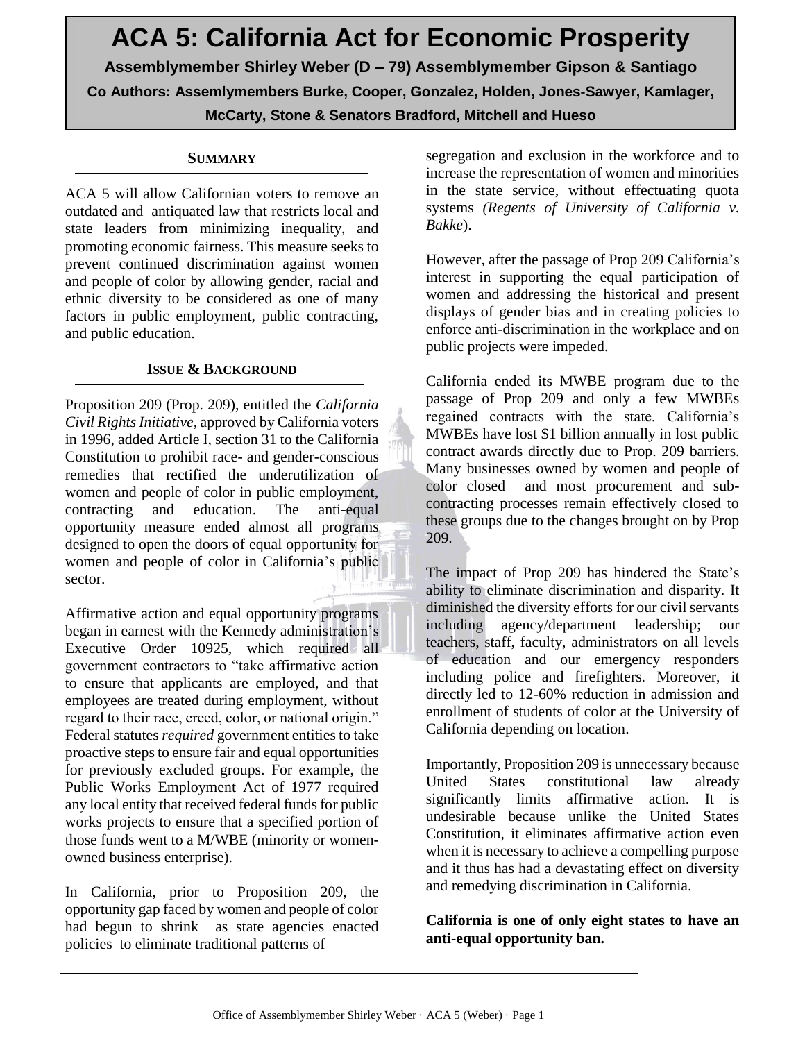# ACA 5: California Act for Economic Prosperity

**Assemblymember Shirley Weber (D – 79) Assemblymember Gipson & Santiago**

**Co Authors: Assemlymembers Burke, Cooper, Gonzalez, Holden, Jones-Sawyer, Kamlager, McCarty, Stone & Senators Bradford, Mitchell and Hueso**

## SUMMARY

ACA 5 will allow Californian voters to remove an outdated and antiquated law that restricts local and state leaders from minimizing inequality, and promoting economic fairness. This measure seeks to prevent continued discrimination against women and people of color by allowing gender, racial and ethnic diversity to be considered as one of many factors in public employment, public contracting, and public education.

## ISSUE & BACKGROUND

Proposition 209 (Prop. 209), entitled the *California Civil Rights Initiative*, approved by California voters in 1996, added Article I, section 31 to the California Constitution to prohibit race- and gender-conscious remedies that rectified the underutilization of women and people of color in public employment, contracting and education. The anti-equal opportunity measure ended almost all programs designed to open the doors of equal opportunity for women and people of color in California's public sector.

Affirmative action and equal opportunity programs began in earnest with the Kennedy administration's Executive Order 10925, which required all government contractors to "take affirmative action to ensure that applicants are employed, and that employees are treated during employment, without regard to their race, creed, color, or national origin." Federal statutes *required* government entities to take proactive steps to ensure fair and equal opportunities for previously excluded groups. For example, the Public Works Employment Act of 1977 required any local entity that received federal funds for public works projects to ensure that a specified portion of those funds went to a M/WBE (minority or women-owned business enterprise).

In California, prior to Proposition 209, the opportunity gap faced by women and people of color had begun to shrink as state agencies enacted policies to eliminate traditional patterns of segregation and exclusion in the workforce and to increase the representation of women and minorities in the state service, without effectuating quota systems *(Regents of University of California v. Bakke*).

However, after the passage of Prop 209 California's interest in supporting the equal participation of women and addressing the historical and present displays of gender bias and in creating policies to enforce anti-discrimination in the workplace and on public projects were impeded.

California ended its MWBE program due to the passage of Prop 209 and only a few MWBEs regained contracts with the state. California's MWBEs have lost $1 billion annually in lost public contract awards directly due to Prop. 209 barriers. Many businesses owned by women and people of color closed and most procurement and sub-contracting processes remain effectively closed to these groups due to the changes brought on by Prop 209.

The impact of Prop 209 has hindered the State's ability to eliminate discrimination and disparity. It diminished the diversity efforts for our civil servants including agency/department leadership; our teachers, staff, faculty, administrators on all levels of education and our emergency responders including police and firefighters. Moreover, it directly led to 12-60% reduction in admission and enrollment of students of color at the University of California depending on location.

Importantly, Proposition 209 is unnecessary because United States constitutional law already significantly limits affirmative action. It is undesirable because unlike the United States Constitution, it eliminates affirmative action even when it is necessary to achieve a compelling purpose and it thus has had a devastating effect on diversity and remedying discrimination in California.

**California is one of only eight states to have an anti-equal opportunity ban.**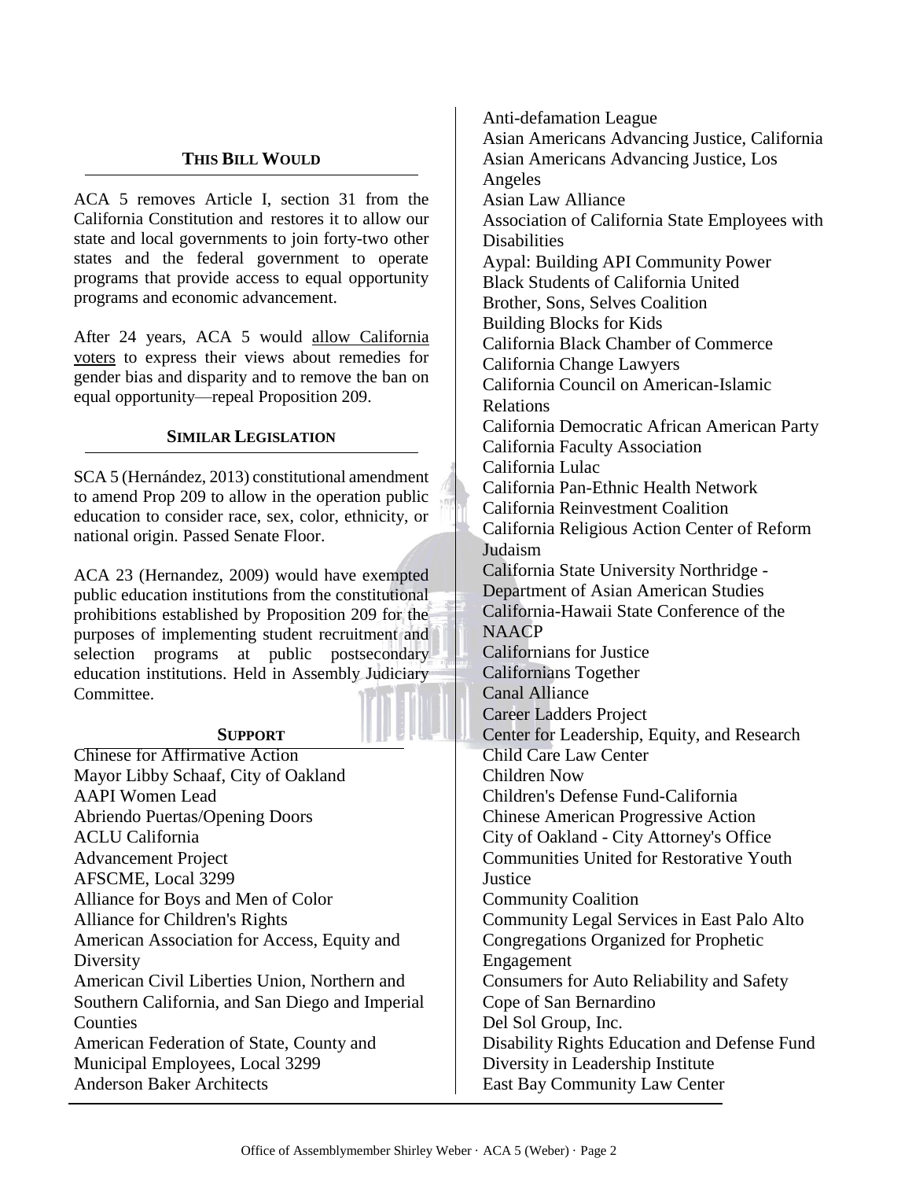## THIS BILL WOULD

ACA 5 removes Article I, section 31 from the California Constitution and restores it to allow our state and local governments to join forty-two other states and the federal government to operate programs that provide access to equal opportunity programs and economic advancement.

After 24 years, ACA 5 would allow California voters to express their views about remedies for gender bias and disparity and to remove the ban on equal opportunity—repeal Proposition 209.

## SIMILAR LEGISLATION

SCA 5 (Hernández, 2013) constitutional amendment to amend Prop 209 to allow in the operation public education to consider race, sex, color, ethnicity, or national origin. Passed Senate Floor.

ACA 23 (Hernandez, 2009) would have exempted public education institutions from the constitutional prohibitions established by Proposition 209 for the purposes of implementing student recruitment and selection programs at public postsecondary education institutions. Held in Assembly Judiciary Committee.

## SUPPORT

Chinese for Affirmative Action
Mayor Libby Schaaf, City of Oakland
AAPI Women Lead
Abriendo Puertas/Opening Doors
ACLU California
Advancement Project
AFSCME, Local 3299
Alliance for Boys and Men of Color
Alliance for Children's Rights
American Association for Access, Equity and Diversity
American Civil Liberties Union, Northern and Southern California, and San Diego and Imperial Counties
American Federation of State, County and Municipal Employees, Local 3299
Anderson Baker Architects
Anti-defamation League
Asian Americans Advancing Justice, California
Asian Americans Advancing Justice, Los Angeles
Asian Law Alliance
Association of California State Employees with Disabilities
Aypal: Building API Community Power
Black Students of California United
Brother, Sons, Selves Coalition
Building Blocks for Kids
California Black Chamber of Commerce
California Change Lawyers
California Council on American-Islamic Relations
California Democratic African American Party
California Faculty Association
California Lulac
California Pan-Ethnic Health Network
California Reinvestment Coalition
California Religious Action Center of Reform Judaism
California State University Northridge - Department of Asian American Studies
California-Hawaii State Conference of the NAACP
Californians for Justice
Californians Together
Canal Alliance
Career Ladders Project
Center for Leadership, Equity, and Research
Child Care Law Center
Children Now
Children's Defense Fund-California
Chinese American Progressive Action
City of Oakland - City Attorney's Office
Communities United for Restorative Youth Justice
Community Coalition
Community Legal Services in East Palo Alto
Congregations Organized for Prophetic Engagement
Consumers for Auto Reliability and Safety
Cope of San Bernardino
Del Sol Group, Inc.
Disability Rights Education and Defense Fund
Diversity in Leadership Institute
East Bay Community Law Center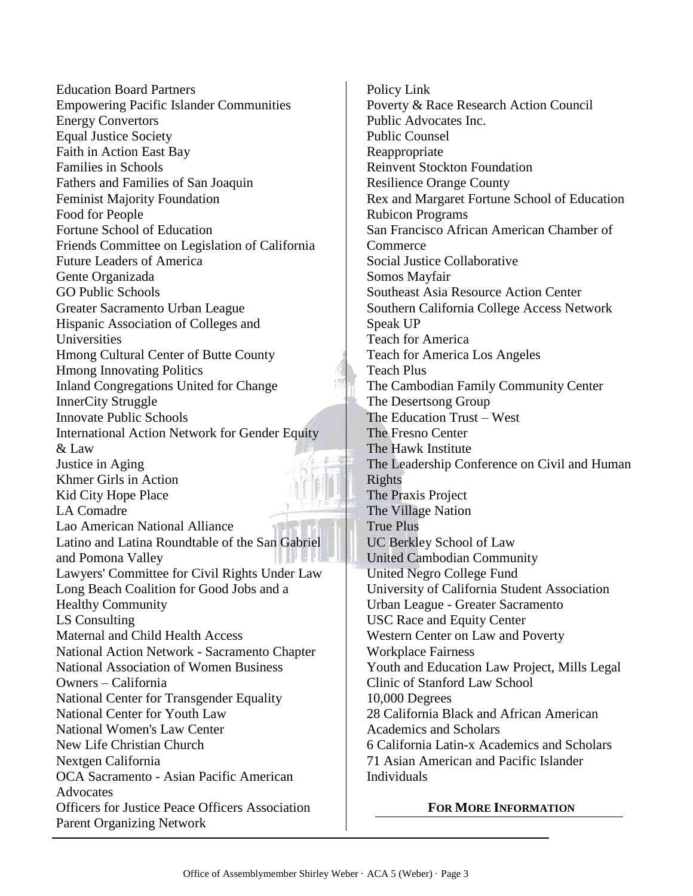Education Board Partners
Empowering Pacific Islander Communities
Energy Convertors
Equal Justice Society
Faith in Action East Bay
Families in Schools
Fathers and Families of San Joaquin
Feminist Majority Foundation
Food for People
Fortune School of Education
Friends Committee on Legislation of California
Future Leaders of America
Gente Organizada
GO Public Schools
Greater Sacramento Urban League
Hispanic Association of Colleges and Universities
Hmong Cultural Center of Butte County
Hmong Innovating Politics
Inland Congregations United for Change
InnerCity Struggle
Innovate Public Schools
International Action Network for Gender Equity & Law
Justice in Aging
Khmer Girls in Action
Kid City Hope Place
LA Comadre
Lao American National Alliance
Latino and Latina Roundtable of the San Gabriel and Pomona Valley
Lawyers' Committee for Civil Rights Under Law
Long Beach Coalition for Good Jobs and a Healthy Community
LS Consulting
Maternal and Child Health Access
National Action Network - Sacramento Chapter
National Association of Women Business Owners – California
National Center for Transgender Equality
National Center for Youth Law
National Women's Law Center
New Life Christian Church
Nextgen California
OCA Sacramento - Asian Pacific American Advocates
Officers for Justice Peace Officers Association
Parent Organizing Network
Policy Link
Poverty & Race Research Action Council
Public Advocates Inc.
Public Counsel
Reappropriate
Reinvent Stockton Foundation
Resilience Orange County
Rex and Margaret Fortune School of Education
Rubicon Programs
San Francisco African American Chamber of Commerce
Social Justice Collaborative
Somos Mayfair
Southeast Asia Resource Action Center
Southern California College Access Network
Speak UP
Teach for America
Teach for America Los Angeles
Teach Plus
The Cambodian Family Community Center
The Desertsong Group
The Education Trust – West
The Fresno Center
The Hawk Institute
The Leadership Conference on Civil and Human Rights
The Praxis Project
The Village Nation
True Plus
UC Berkley School of Law
United Cambodian Community
United Negro College Fund
University of California Student Association
Urban League - Greater Sacramento
USC Race and Equity Center
Western Center on Law and Poverty
Workplace Fairness
Youth and Education Law Project, Mills Legal Clinic of Stanford Law School
10,000 Degrees
28 California Black and African American Academics and Scholars
6 California Latin-x Academics and Scholars
71 Asian American and Pacific Islander Individuals

**FOR MORE INFORMATION**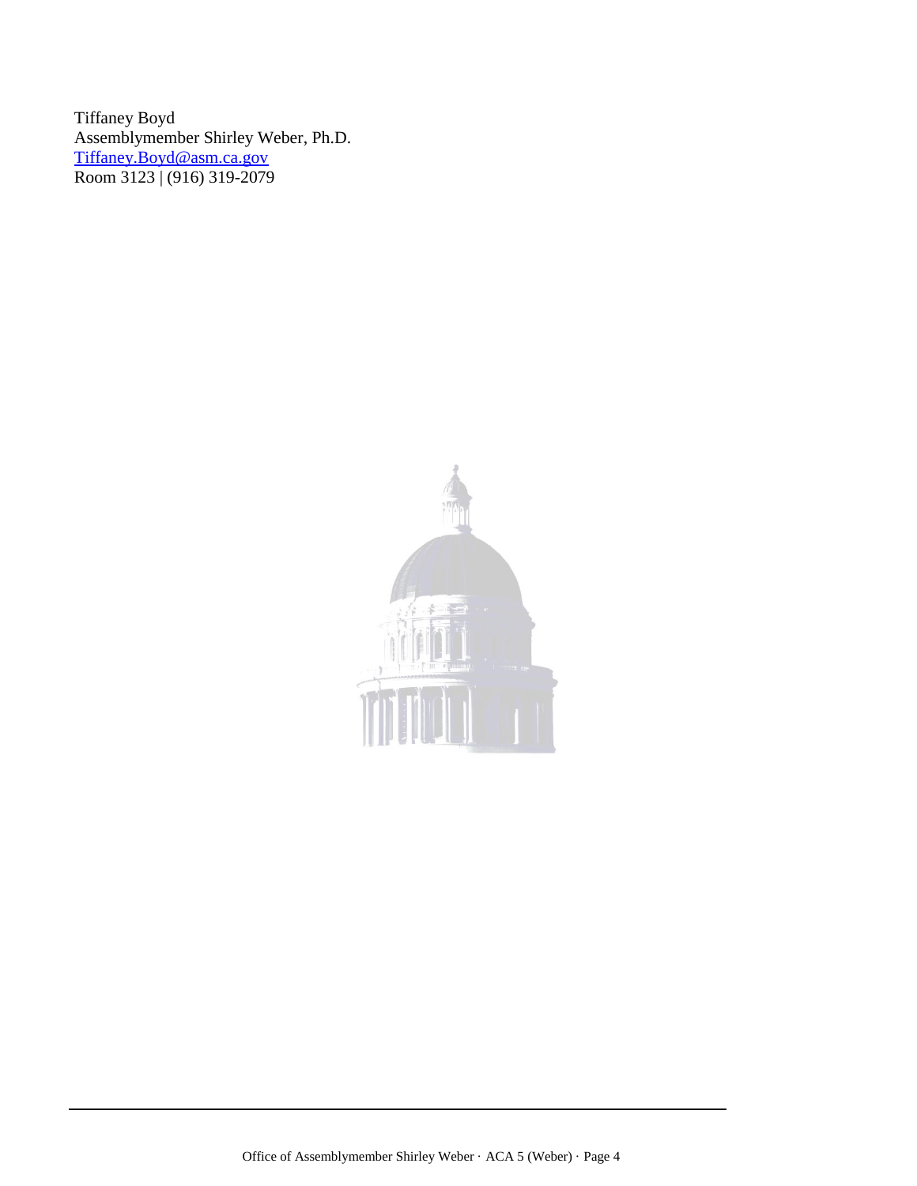Tiffaney Boyd
Assemblymember Shirley Weber, Ph.D.
Tiffaney.Boyd@asm.ca.gov
Room 3123 | (916) 319-2079